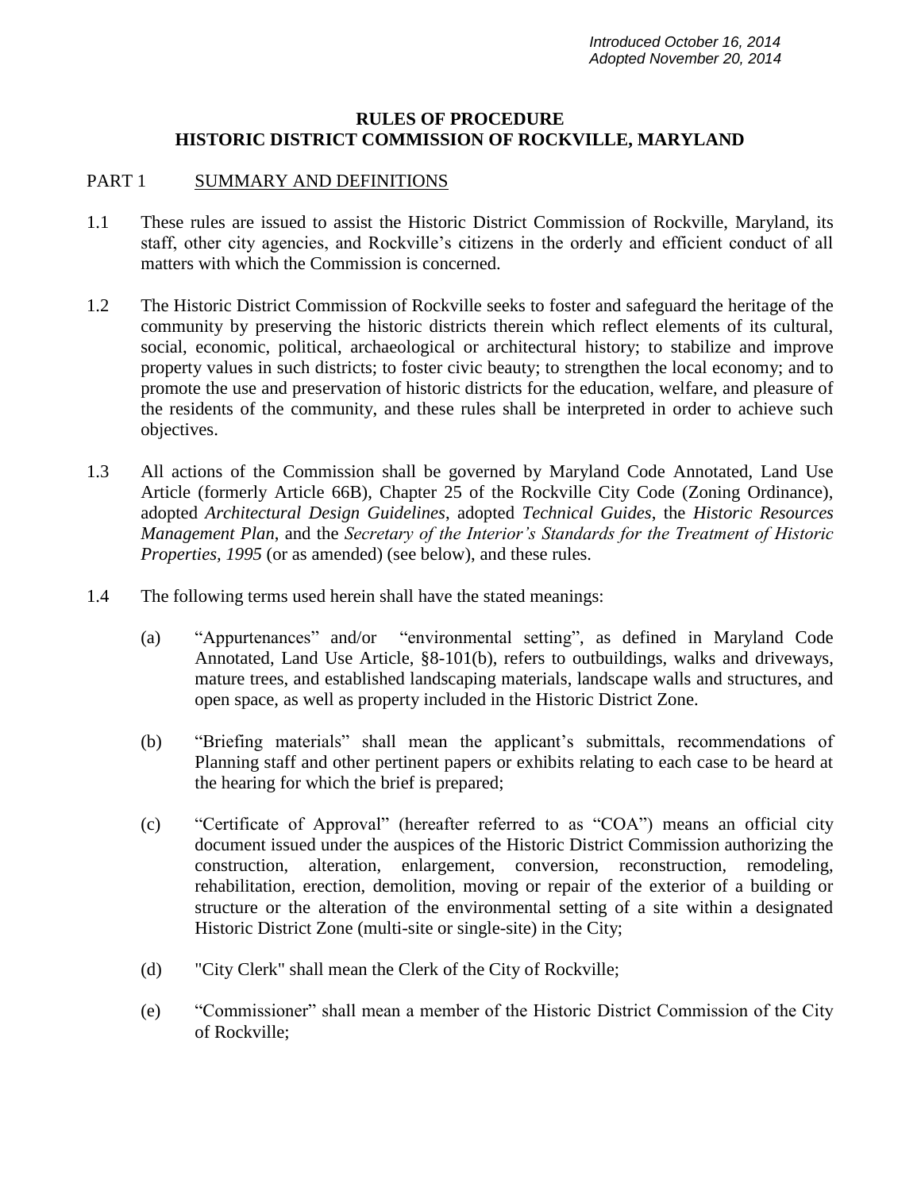*Introduced October 16, 2014*
*Adopted November 20, 2014*

# RULES OF PROCEDURE
# HISTORIC DISTRICT COMMISSION OF ROCKVILLE, MARYLAND

## PART 1 SUMMARY AND DEFINITIONS

1.1 These rules are issued to assist the Historic District Commission of Rockville, Maryland, its staff, other city agencies, and Rockville's citizens in the orderly and efficient conduct of all matters with which the Commission is concerned.

1.2 The Historic District Commission of Rockville seeks to foster and safeguard the heritage of the community by preserving the historic districts therein which reflect elements of its cultural, social, economic, political, archaeological or architectural history; to stabilize and improve property values in such districts; to foster civic beauty; to strengthen the local economy; and to promote the use and preservation of historic districts for the education, welfare, and pleasure of the residents of the community, and these rules shall be interpreted in order to achieve such objectives.

1.3 All actions of the Commission shall be governed by Maryland Code Annotated, Land Use Article (formerly Article 66B), Chapter 25 of the Rockville City Code (Zoning Ordinance), adopted *Architectural Design Guidelines*, adopted *Technical Guides*, the *Historic Resources Management Plan*, and the *Secretary of the Interior's Standards for the Treatment of Historic Properties, 1995* (or as amended) (see below), and these rules.

1.4 The following terms used herein shall have the stated meanings:

(a) "Appurtenances" and/or "environmental setting", as defined in Maryland Code Annotated, Land Use Article, §8-101(b), refers to outbuildings, walks and driveways, mature trees, and established landscaping materials, landscape walls and structures, and open space, as well as property included in the Historic District Zone.

(b) "Briefing materials" shall mean the applicant's submittals, recommendations of Planning staff and other pertinent papers or exhibits relating to each case to be heard at the hearing for which the brief is prepared;

(c) "Certificate of Approval" (hereafter referred to as "COA") means an official city document issued under the auspices of the Historic District Commission authorizing the construction, alteration, enlargement, conversion, reconstruction, remodeling, rehabilitation, erection, demolition, moving or repair of the exterior of a building or structure or the alteration of the environmental setting of a site within a designated Historic District Zone (multi-site or single-site) in the City;

(d) "City Clerk" shall mean the Clerk of the City of Rockville;

(e) "Commissioner" shall mean a member of the Historic District Commission of the City of Rockville;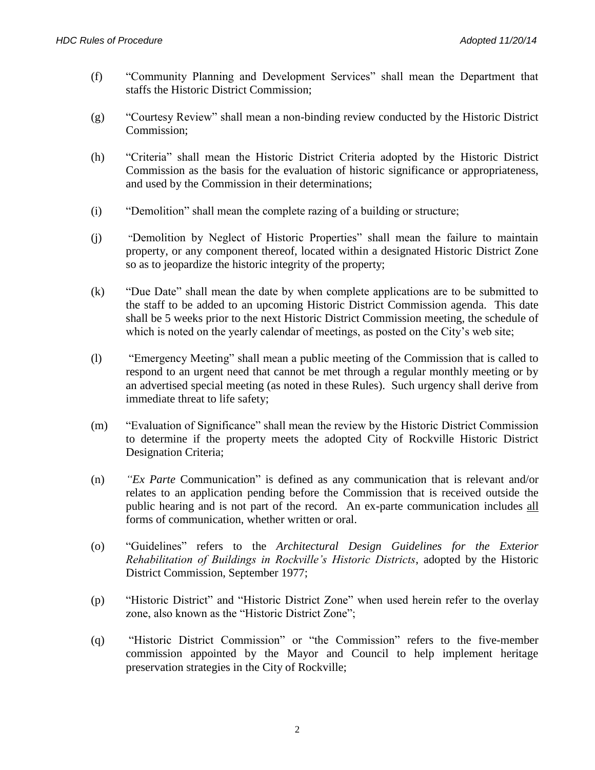(f) "Community Planning and Development Services" shall mean the Department that staffs the Historic District Commission;

(g) "Courtesy Review" shall mean a non-binding review conducted by the Historic District Commission;

(h) "Criteria" shall mean the Historic District Criteria adopted by the Historic District Commission as the basis for the evaluation of historic significance or appropriateness, and used by the Commission in their determinations;

(i) "Demolition" shall mean the complete razing of a building or structure;

(j) "Demolition by Neglect of Historic Properties" shall mean the failure to maintain property, or any component thereof, located within a designated Historic District Zone so as to jeopardize the historic integrity of the property;

(k) "Due Date" shall mean the date by when complete applications are to be submitted to the staff to be added to an upcoming Historic District Commission agenda. This date shall be 5 weeks prior to the next Historic District Commission meeting, the schedule of which is noted on the yearly calendar of meetings, as posted on the City's web site;

(l) "Emergency Meeting" shall mean a public meeting of the Commission that is called to respond to an urgent need that cannot be met through a regular monthly meeting or by an advertised special meeting (as noted in these Rules). Such urgency shall derive from immediate threat to life safety;

(m) "Evaluation of Significance" shall mean the review by the Historic District Commission to determine if the property meets the adopted City of Rockville Historic District Designation Criteria;

(n) "*Ex Parte* Communication" is defined as any communication that is relevant and/or relates to an application pending before the Commission that is received outside the public hearing and is not part of the record. An ex-parte communication includes <u>all</u> forms of communication, whether written or oral.

(o) "Guidelines" refers to the *Architectural Design Guidelines for the Exterior Rehabilitation of Buildings in Rockville's Historic Districts*, adopted by the Historic District Commission, September 1977;

(p) "Historic District" and "Historic District Zone" when used herein refer to the overlay zone, also known as the "Historic District Zone";

(q) "Historic District Commission" or "the Commission" refers to the five-member commission appointed by the Mayor and Council to help implement heritage preservation strategies in the City of Rockville;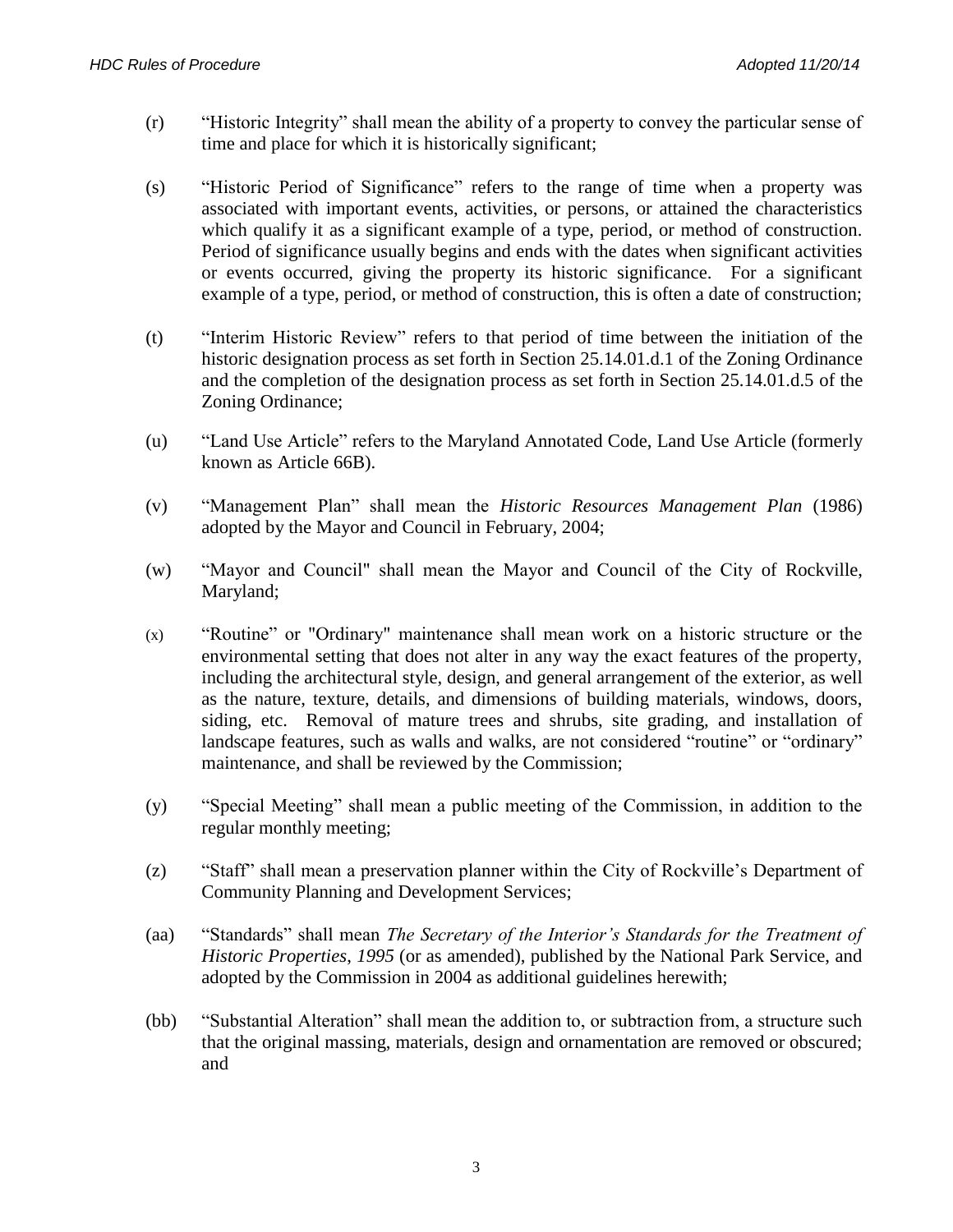(r) "Historic Integrity" shall mean the ability of a property to convey the particular sense of time and place for which it is historically significant;

(s) "Historic Period of Significance" refers to the range of time when a property was associated with important events, activities, or persons, or attained the characteristics which qualify it as a significant example of a type, period, or method of construction. Period of significance usually begins and ends with the dates when significant activities or events occurred, giving the property its historic significance. For a significant example of a type, period, or method of construction, this is often a date of construction;

(t) "Interim Historic Review" refers to that period of time between the initiation of the historic designation process as set forth in Section 25.14.01.d.1 of the Zoning Ordinance and the completion of the designation process as set forth in Section 25.14.01.d.5 of the Zoning Ordinance;

(u) "Land Use Article" refers to the Maryland Annotated Code, Land Use Article (formerly known as Article 66B).

(v) "Management Plan" shall mean the *Historic Resources Management Plan* (1986) adopted by the Mayor and Council in February, 2004;

(w) "Mayor and Council" shall mean the Mayor and Council of the City of Rockville, Maryland;

(x) "Routine" or "Ordinary" maintenance shall mean work on a historic structure or the environmental setting that does not alter in any way the exact features of the property, including the architectural style, design, and general arrangement of the exterior, as well as the nature, texture, details, and dimensions of building materials, windows, doors, siding, etc. Removal of mature trees and shrubs, site grading, and installation of landscape features, such as walls and walks, are not considered "routine" or "ordinary" maintenance, and shall be reviewed by the Commission;

(y) "Special Meeting" shall mean a public meeting of the Commission, in addition to the regular monthly meeting;

(z) "Staff" shall mean a preservation planner within the City of Rockville's Department of Community Planning and Development Services;

(aa) "Standards" shall mean *The Secretary of the Interior's Standards for the Treatment of Historic Properties, 1995* (or as amended), published by the National Park Service, and adopted by the Commission in 2004 as additional guidelines herewith;

(bb) "Substantial Alteration" shall mean the addition to, or subtraction from, a structure such that the original massing, materials, design and ornamentation are removed or obscured; and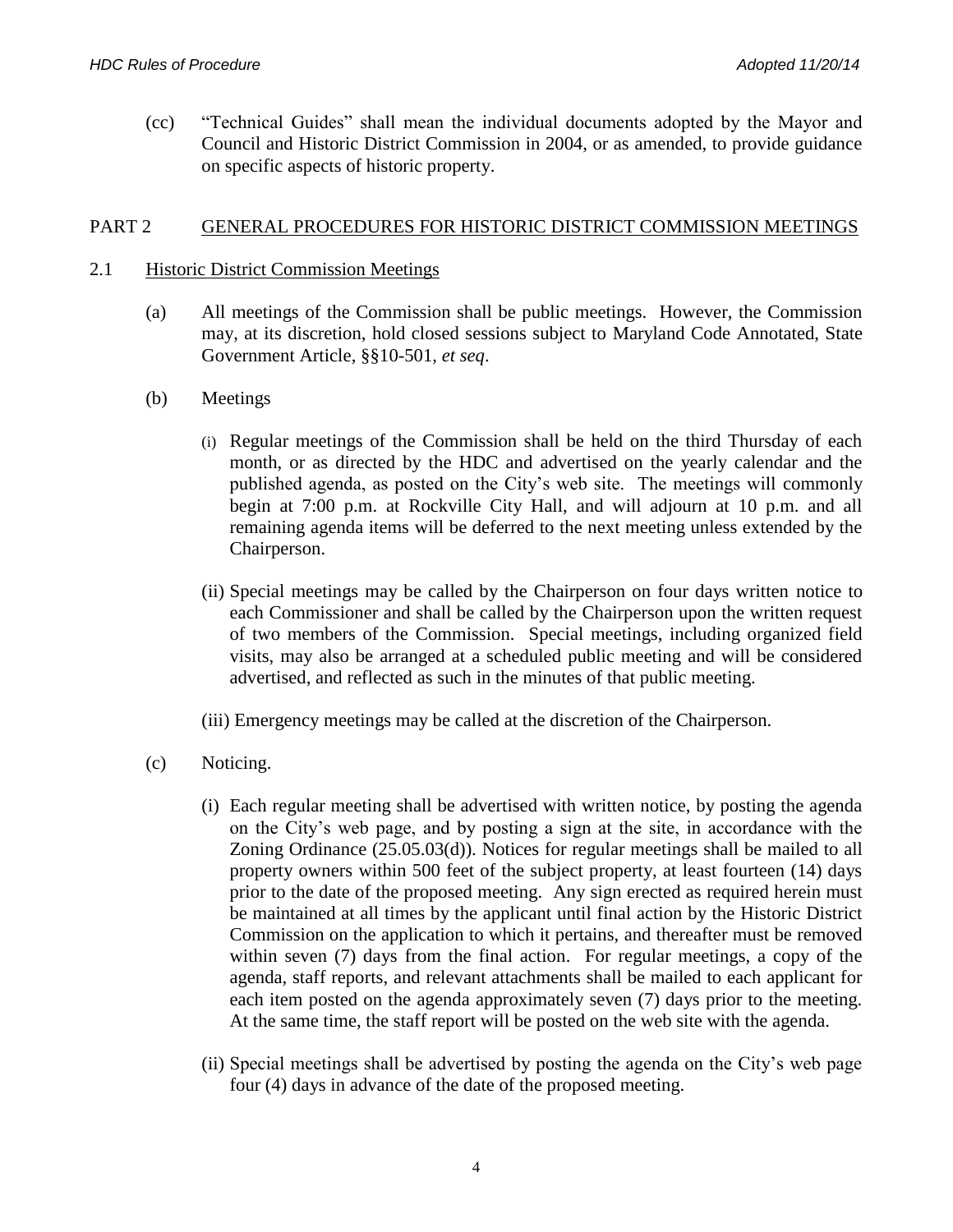(cc) "Technical Guides" shall mean the individual documents adopted by the Mayor and Council and Historic District Commission in 2004, or as amended, to provide guidance on specific aspects of historic property.

## PART 2 GENERAL PROCEDURES FOR HISTORIC DISTRICT COMMISSION MEETINGS

### 2.1 Historic District Commission Meetings

(a) All meetings of the Commission shall be public meetings. However, the Commission may, at its discretion, hold closed sessions subject to Maryland Code Annotated, State Government Article, §§10-501, *et seq*.

(b) Meetings

(i) Regular meetings of the Commission shall be held on the third Thursday of each month, or as directed by the HDC and advertised on the yearly calendar and the published agenda, as posted on the City's web site. The meetings will commonly begin at 7:00 p.m. at Rockville City Hall, and will adjourn at 10 p.m. and all remaining agenda items will be deferred to the next meeting unless extended by the Chairperson.

(ii) Special meetings may be called by the Chairperson on four days written notice to each Commissioner and shall be called by the Chairperson upon the written request of two members of the Commission. Special meetings, including organized field visits, may also be arranged at a scheduled public meeting and will be considered advertised, and reflected as such in the minutes of that public meeting.

(iii) Emergency meetings may be called at the discretion of the Chairperson.

(c) Noticing.

(i) Each regular meeting shall be advertised with written notice, by posting the agenda on the City's web page, and by posting a sign at the site, in accordance with the Zoning Ordinance (25.05.03(d)). Notices for regular meetings shall be mailed to all property owners within 500 feet of the subject property, at least fourteen (14) days prior to the date of the proposed meeting. Any sign erected as required herein must be maintained at all times by the applicant until final action by the Historic District Commission on the application to which it pertains, and thereafter must be removed within seven (7) days from the final action. For regular meetings, a copy of the agenda, staff reports, and relevant attachments shall be mailed to each applicant for each item posted on the agenda approximately seven (7) days prior to the meeting. At the same time, the staff report will be posted on the web site with the agenda.

(ii) Special meetings shall be advertised by posting the agenda on the City's web page four (4) days in advance of the date of the proposed meeting.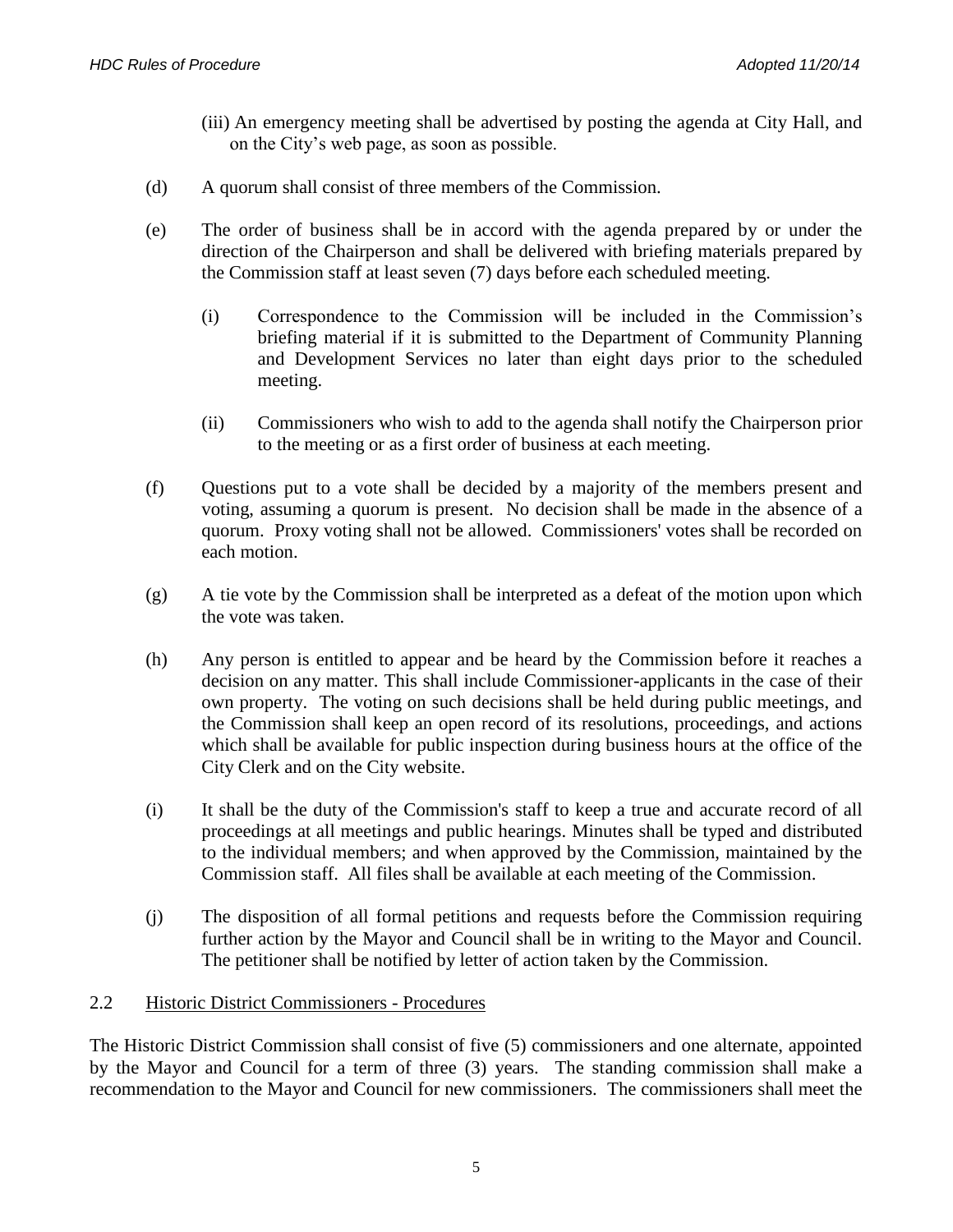(iii) An emergency meeting shall be advertised by posting the agenda at City Hall, and on the City's web page, as soon as possible.

(d) A quorum shall consist of three members of the Commission.

(e) The order of business shall be in accord with the agenda prepared by or under the direction of the Chairperson and shall be delivered with briefing materials prepared by the Commission staff at least seven (7) days before each scheduled meeting.

(i) Correspondence to the Commission will be included in the Commission's briefing material if it is submitted to the Department of Community Planning and Development Services no later than eight days prior to the scheduled meeting.

(ii) Commissioners who wish to add to the agenda shall notify the Chairperson prior to the meeting or as a first order of business at each meeting.

(f) Questions put to a vote shall be decided by a majority of the members present and voting, assuming a quorum is present. No decision shall be made in the absence of a quorum. Proxy voting shall not be allowed. Commissioners' votes shall be recorded on each motion.

(g) A tie vote by the Commission shall be interpreted as a defeat of the motion upon which the vote was taken.

(h) Any person is entitled to appear and be heard by the Commission before it reaches a decision on any matter. This shall include Commissioner-applicants in the case of their own property. The voting on such decisions shall be held during public meetings, and the Commission shall keep an open record of its resolutions, proceedings, and actions which shall be available for public inspection during business hours at the office of the City Clerk and on the City website.

(i) It shall be the duty of the Commission's staff to keep a true and accurate record of all proceedings at all meetings and public hearings. Minutes shall be typed and distributed to the individual members; and when approved by the Commission, maintained by the Commission staff. All files shall be available at each meeting of the Commission.

(j) The disposition of all formal petitions and requests before the Commission requiring further action by the Mayor and Council shall be in writing to the Mayor and Council. The petitioner shall be notified by letter of action taken by the Commission.

## 2.2 Historic District Commissioners - Procedures

The Historic District Commission shall consist of five (5) commissioners and one alternate, appointed by the Mayor and Council for a term of three (3) years. The standing commission shall make a recommendation to the Mayor and Council for new commissioners. The commissioners shall meet the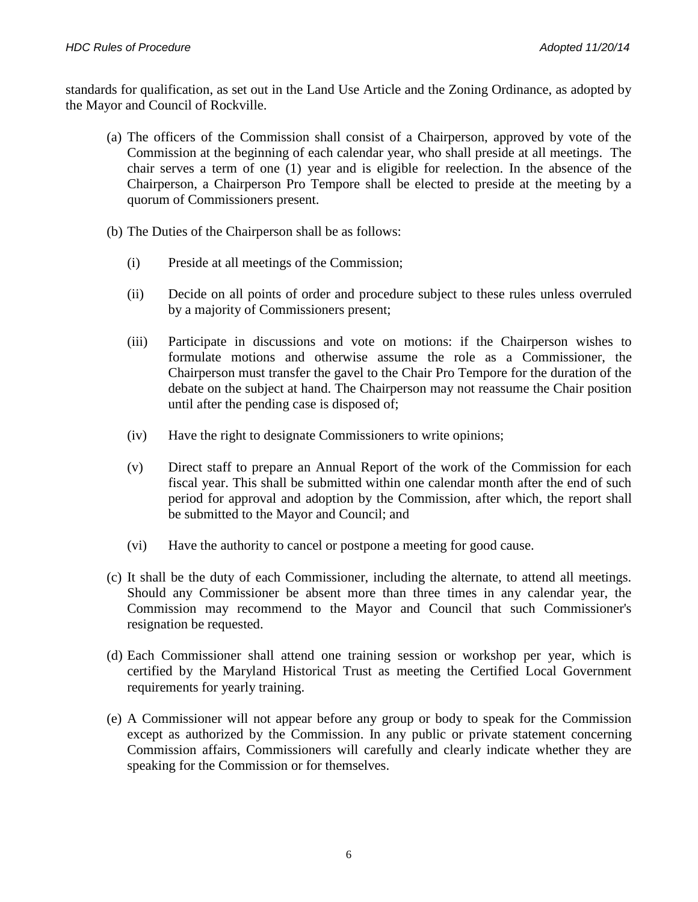standards for qualification, as set out in the Land Use Article and the Zoning Ordinance, as adopted by the Mayor and Council of Rockville.

(a) The officers of the Commission shall consist of a Chairperson, approved by vote of the Commission at the beginning of each calendar year, who shall preside at all meetings. The chair serves a term of one (1) year and is eligible for reelection. In the absence of the Chairperson, a Chairperson Pro Tempore shall be elected to preside at the meeting by a quorum of Commissioners present.

(b) The Duties of the Chairperson shall be as follows:

   (i) Preside at all meetings of the Commission;

   (ii) Decide on all points of order and procedure subject to these rules unless overruled by a majority of Commissioners present;

   (iii) Participate in discussions and vote on motions: if the Chairperson wishes to formulate motions and otherwise assume the role as a Commissioner, the Chairperson must transfer the gavel to the Chair Pro Tempore for the duration of the debate on the subject at hand. The Chairperson may not reassume the Chair position until after the pending case is disposed of;

   (iv) Have the right to designate Commissioners to write opinions;

   (v) Direct staff to prepare an Annual Report of the work of the Commission for each fiscal year. This shall be submitted within one calendar month after the end of such period for approval and adoption by the Commission, after which, the report shall be submitted to the Mayor and Council; and

   (vi) Have the authority to cancel or postpone a meeting for good cause.

(c) It shall be the duty of each Commissioner, including the alternate, to attend all meetings. Should any Commissioner be absent more than three times in any calendar year, the Commission may recommend to the Mayor and Council that such Commissioner's resignation be requested.

(d) Each Commissioner shall attend one training session or workshop per year, which is certified by the Maryland Historical Trust as meeting the Certified Local Government requirements for yearly training.

(e) A Commissioner will not appear before any group or body to speak for the Commission except as authorized by the Commission. In any public or private statement concerning Commission affairs, Commissioners will carefully and clearly indicate whether they are speaking for the Commission or for themselves.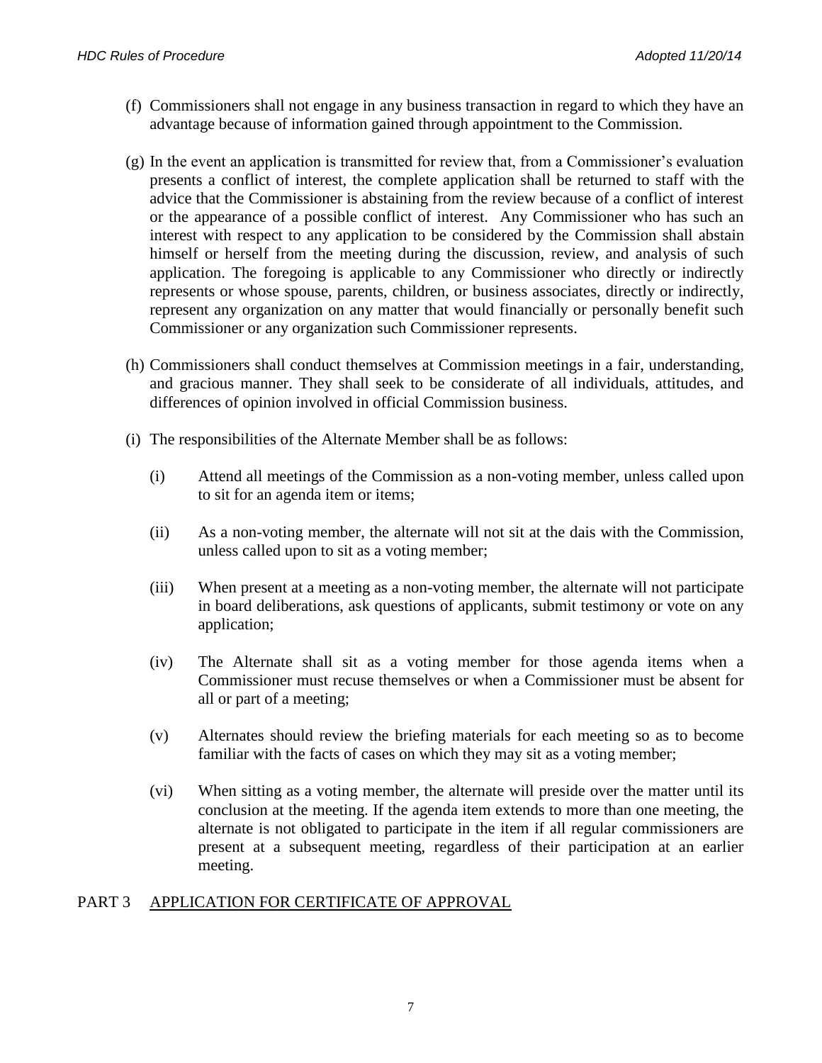(f) Commissioners shall not engage in any business transaction in regard to which they have an advantage because of information gained through appointment to the Commission.

(g) In the event an application is transmitted for review that, from a Commissioner's evaluation presents a conflict of interest, the complete application shall be returned to staff with the advice that the Commissioner is abstaining from the review because of a conflict of interest or the appearance of a possible conflict of interest. Any Commissioner who has such an interest with respect to any application to be considered by the Commission shall abstain himself or herself from the meeting during the discussion, review, and analysis of such application. The foregoing is applicable to any Commissioner who directly or indirectly represents or whose spouse, parents, children, or business associates, directly or indirectly, represent any organization on any matter that would financially or personally benefit such Commissioner or any organization such Commissioner represents.

(h) Commissioners shall conduct themselves at Commission meetings in a fair, understanding, and gracious manner. They shall seek to be considerate of all individuals, attitudes, and differences of opinion involved in official Commission business.

(i) The responsibilities of the Alternate Member shall be as follows:

   (i) Attend all meetings of the Commission as a non-voting member, unless called upon to sit for an agenda item or items;

   (ii) As a non-voting member, the alternate will not sit at the dais with the Commission, unless called upon to sit as a voting member;

   (iii) When present at a meeting as a non-voting member, the alternate will not participate in board deliberations, ask questions of applicants, submit testimony or vote on any application;

   (iv) The Alternate shall sit as a voting member for those agenda items when a Commissioner must recuse themselves or when a Commissioner must be absent for all or part of a meeting;

   (v) Alternates should review the briefing materials for each meeting so as to become familiar with the facts of cases on which they may sit as a voting member;

   (vi) When sitting as a voting member, the alternate will preside over the matter until its conclusion at the meeting. If the agenda item extends to more than one meeting, the alternate is not obligated to participate in the item if all regular commissioners are present at a subsequent meeting, regardless of their participation at an earlier meeting.

## PART 3 APPLICATION FOR CERTIFICATE OF APPROVAL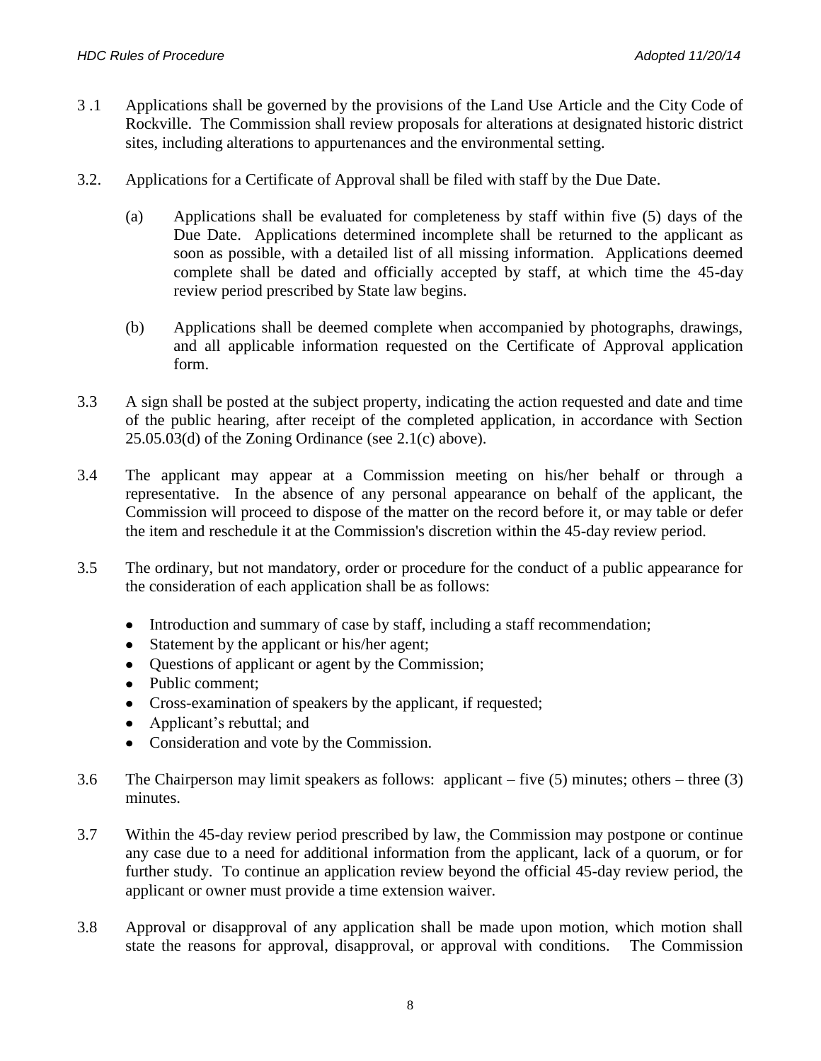3 .1 Applications shall be governed by the provisions of the Land Use Article and the City Code of Rockville. The Commission shall review proposals for alterations at designated historic district sites, including alterations to appurtenances and the environmental setting.

3.2. Applications for a Certificate of Approval shall be filed with staff by the Due Date.

(a) Applications shall be evaluated for completeness by staff within five (5) days of the Due Date. Applications determined incomplete shall be returned to the applicant as soon as possible, with a detailed list of all missing information. Applications deemed complete shall be dated and officially accepted by staff, at which time the 45-day review period prescribed by State law begins.

(b) Applications shall be deemed complete when accompanied by photographs, drawings, and all applicable information requested on the Certificate of Approval application form.

3.3 A sign shall be posted at the subject property, indicating the action requested and date and time of the public hearing, after receipt of the completed application, in accordance with Section 25.05.03(d) of the Zoning Ordinance (see 2.1(c) above).

3.4 The applicant may appear at a Commission meeting on his/her behalf or through a representative. In the absence of any personal appearance on behalf of the applicant, the Commission will proceed to dispose of the matter on the record before it, or may table or defer the item and reschedule it at the Commission's discretion within the 45-day review period.

3.5 The ordinary, but not mandatory, order or procedure for the conduct of a public appearance for the consideration of each application shall be as follows:

- Introduction and summary of case by staff, including a staff recommendation;
- Statement by the applicant or his/her agent;
- Questions of applicant or agent by the Commission;
- Public comment;
- Cross-examination of speakers by the applicant, if requested;
- Applicant's rebuttal; and
- Consideration and vote by the Commission.

3.6 The Chairperson may limit speakers as follows: applicant – five (5) minutes; others – three (3) minutes.

3.7 Within the 45-day review period prescribed by law, the Commission may postpone or continue any case due to a need for additional information from the applicant, lack of a quorum, or for further study. To continue an application review beyond the official 45-day review period, the applicant or owner must provide a time extension waiver.

3.8 Approval or disapproval of any application shall be made upon motion, which motion shall state the reasons for approval, disapproval, or approval with conditions. The Commission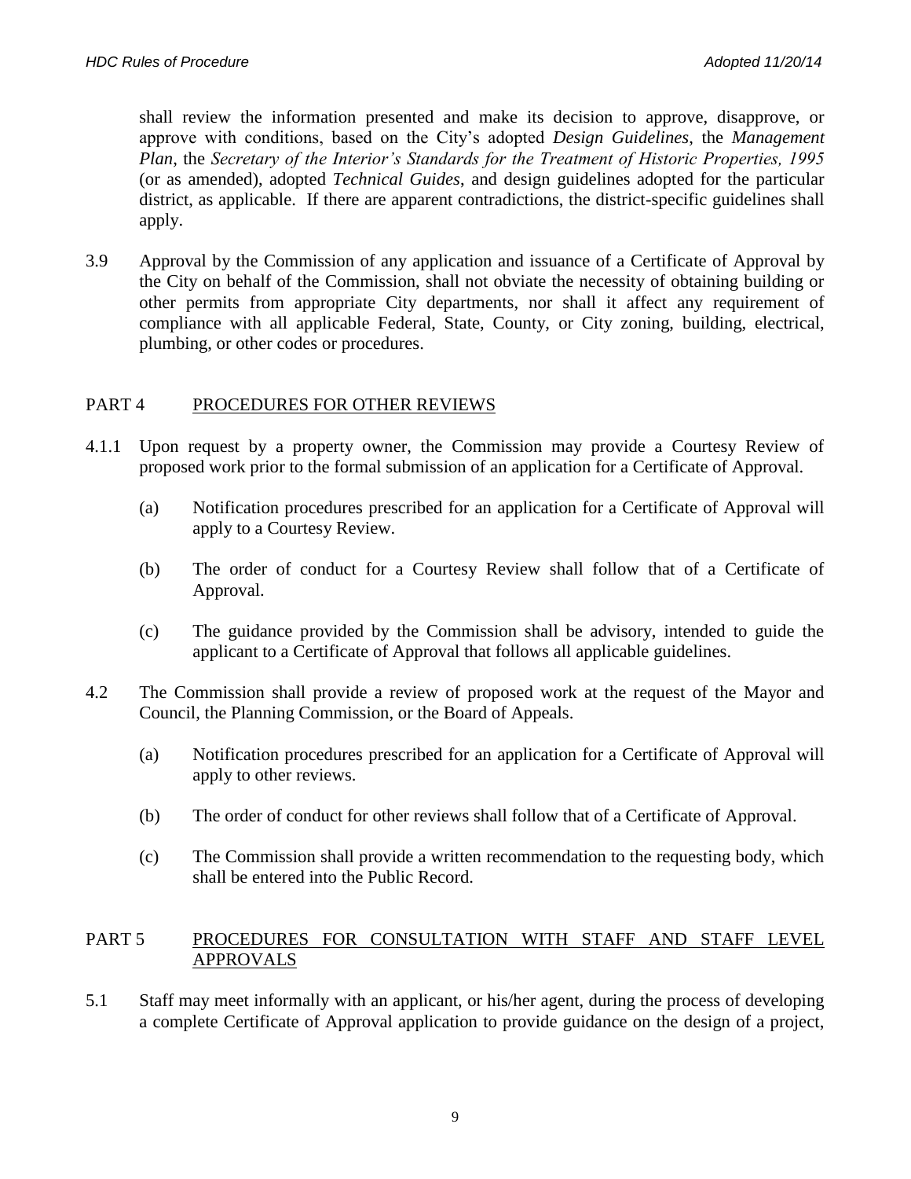shall review the information presented and make its decision to approve, disapprove, or approve with conditions, based on the City's adopted *Design Guidelines*, the *Management Plan*, the *Secretary of the Interior's Standards for the Treatment of Historic Properties, 1995* (or as amended), adopted *Technical Guides*, and design guidelines adopted for the particular district, as applicable. If there are apparent contradictions, the district-specific guidelines shall apply.

3.9 Approval by the Commission of any application and issuance of a Certificate of Approval by the City on behalf of the Commission, shall not obviate the necessity of obtaining building or other permits from appropriate City departments, nor shall it affect any requirement of compliance with all applicable Federal, State, County, or City zoning, building, electrical, plumbing, or other codes or procedures.

## PART 4 PROCEDURES FOR OTHER REVIEWS

4.1.1 Upon request by a property owner, the Commission may provide a Courtesy Review of proposed work prior to the formal submission of an application for a Certificate of Approval.

(a) Notification procedures prescribed for an application for a Certificate of Approval will apply to a Courtesy Review.

(b) The order of conduct for a Courtesy Review shall follow that of a Certificate of Approval.

(c) The guidance provided by the Commission shall be advisory, intended to guide the applicant to a Certificate of Approval that follows all applicable guidelines.

4.2 The Commission shall provide a review of proposed work at the request of the Mayor and Council, the Planning Commission, or the Board of Appeals.

(a) Notification procedures prescribed for an application for a Certificate of Approval will apply to other reviews.

(b) The order of conduct for other reviews shall follow that of a Certificate of Approval.

(c) The Commission shall provide a written recommendation to the requesting body, which shall be entered into the Public Record.

## PART 5 PROCEDURES FOR CONSULTATION WITH STAFF AND STAFF LEVEL APPROVALS

5.1 Staff may meet informally with an applicant, or his/her agent, during the process of developing a complete Certificate of Approval application to provide guidance on the design of a project,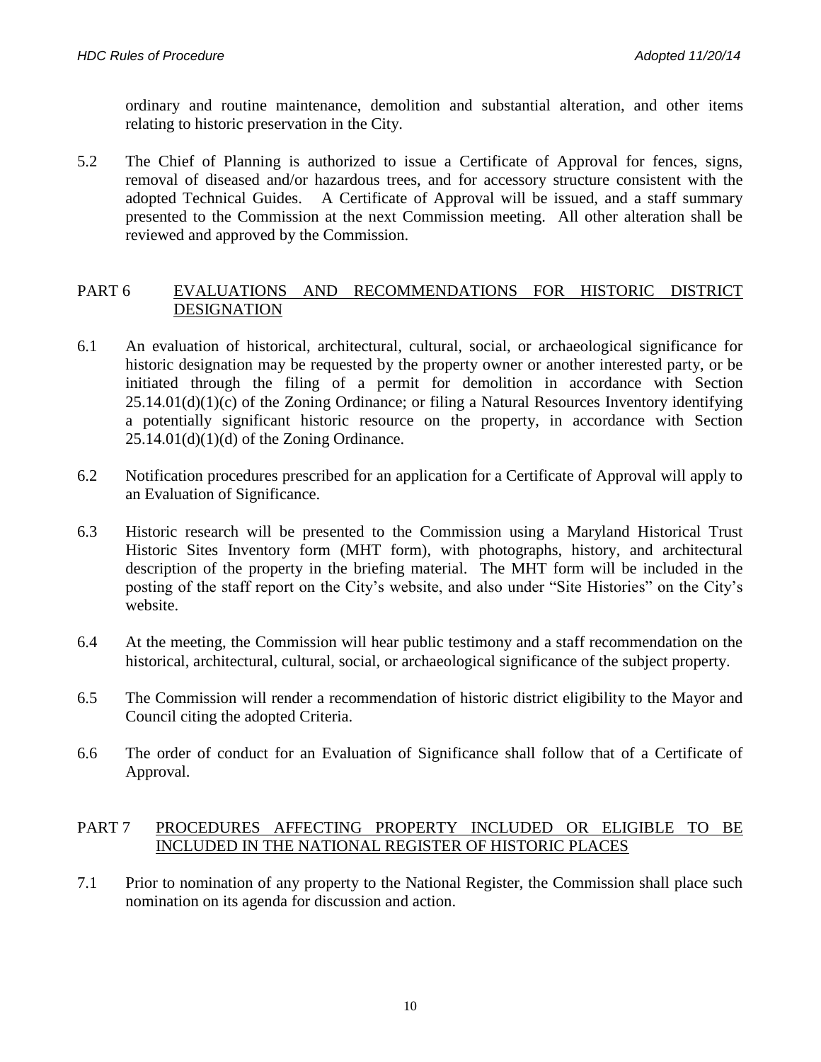ordinary and routine maintenance, demolition and substantial alteration, and other items relating to historic preservation in the City.

5.2 The Chief of Planning is authorized to issue a Certificate of Approval for fences, signs, removal of diseased and/or hazardous trees, and for accessory structure consistent with the adopted Technical Guides. A Certificate of Approval will be issued, and a staff summary presented to the Commission at the next Commission meeting. All other alteration shall be reviewed and approved by the Commission.

## PART 6 EVALUATIONS AND RECOMMENDATIONS FOR HISTORIC DISTRICT DESIGNATION

6.1 An evaluation of historical, architectural, cultural, social, or archaeological significance for historic designation may be requested by the property owner or another interested party, or be initiated through the filing of a permit for demolition in accordance with Section 25.14.01(d)(1)(c) of the Zoning Ordinance; or filing a Natural Resources Inventory identifying a potentially significant historic resource on the property, in accordance with Section 25.14.01(d)(1)(d) of the Zoning Ordinance.

6.2 Notification procedures prescribed for an application for a Certificate of Approval will apply to an Evaluation of Significance.

6.3 Historic research will be presented to the Commission using a Maryland Historical Trust Historic Sites Inventory form (MHT form), with photographs, history, and architectural description of the property in the briefing material. The MHT form will be included in the posting of the staff report on the City's website, and also under "Site Histories" on the City's website.

6.4 At the meeting, the Commission will hear public testimony and a staff recommendation on the historical, architectural, cultural, social, or archaeological significance of the subject property.

6.5 The Commission will render a recommendation of historic district eligibility to the Mayor and Council citing the adopted Criteria.

6.6 The order of conduct for an Evaluation of Significance shall follow that of a Certificate of Approval.

## PART 7 PROCEDURES AFFECTING PROPERTY INCLUDED OR ELIGIBLE TO BE INCLUDED IN THE NATIONAL REGISTER OF HISTORIC PLACES

7.1 Prior to nomination of any property to the National Register, the Commission shall place such nomination on its agenda for discussion and action.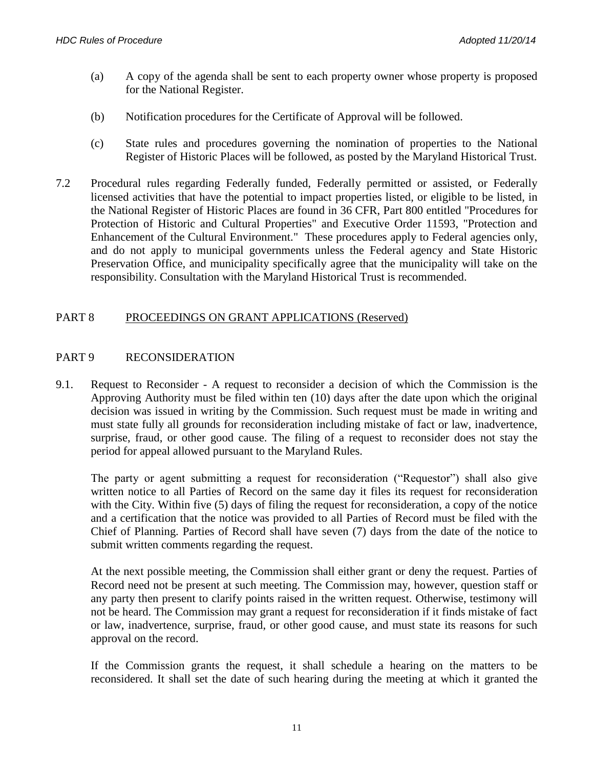(a) A copy of the agenda shall be sent to each property owner whose property is proposed for the National Register.

(b) Notification procedures for the Certificate of Approval will be followed.

(c) State rules and procedures governing the nomination of properties to the National Register of Historic Places will be followed, as posted by the Maryland Historical Trust.

7.2 Procedural rules regarding Federally funded, Federally permitted or assisted, or Federally licensed activities that have the potential to impact properties listed, or eligible to be listed, in the National Register of Historic Places are found in 36 CFR, Part 800 entitled "Procedures for Protection of Historic and Cultural Properties" and Executive Order 11593, "Protection and Enhancement of the Cultural Environment." These procedures apply to Federal agencies only, and do not apply to municipal governments unless the Federal agency and State Historic Preservation Office, and municipality specifically agree that the municipality will take on the responsibility. Consultation with the Maryland Historical Trust is recommended.

## PART 8 PROCEEDINGS ON GRANT APPLICATIONS (Reserved)

## PART 9 RECONSIDERATION

9.1. Request to Reconsider - A request to reconsider a decision of which the Commission is the Approving Authority must be filed within ten (10) days after the date upon which the original decision was issued in writing by the Commission. Such request must be made in writing and must state fully all grounds for reconsideration including mistake of fact or law, inadvertence, surprise, fraud, or other good cause. The filing of a request to reconsider does not stay the period for appeal allowed pursuant to the Maryland Rules.

The party or agent submitting a request for reconsideration ("Requestor") shall also give written notice to all Parties of Record on the same day it files its request for reconsideration with the City. Within five (5) days of filing the request for reconsideration, a copy of the notice and a certification that the notice was provided to all Parties of Record must be filed with the Chief of Planning. Parties of Record shall have seven (7) days from the date of the notice to submit written comments regarding the request.

At the next possible meeting, the Commission shall either grant or deny the request. Parties of Record need not be present at such meeting. The Commission may, however, question staff or any party then present to clarify points raised in the written request. Otherwise, testimony will not be heard. The Commission may grant a request for reconsideration if it finds mistake of fact or law, inadvertence, surprise, fraud, or other good cause, and must state its reasons for such approval on the record.

If the Commission grants the request, it shall schedule a hearing on the matters to be reconsidered. It shall set the date of such hearing during the meeting at which it granted the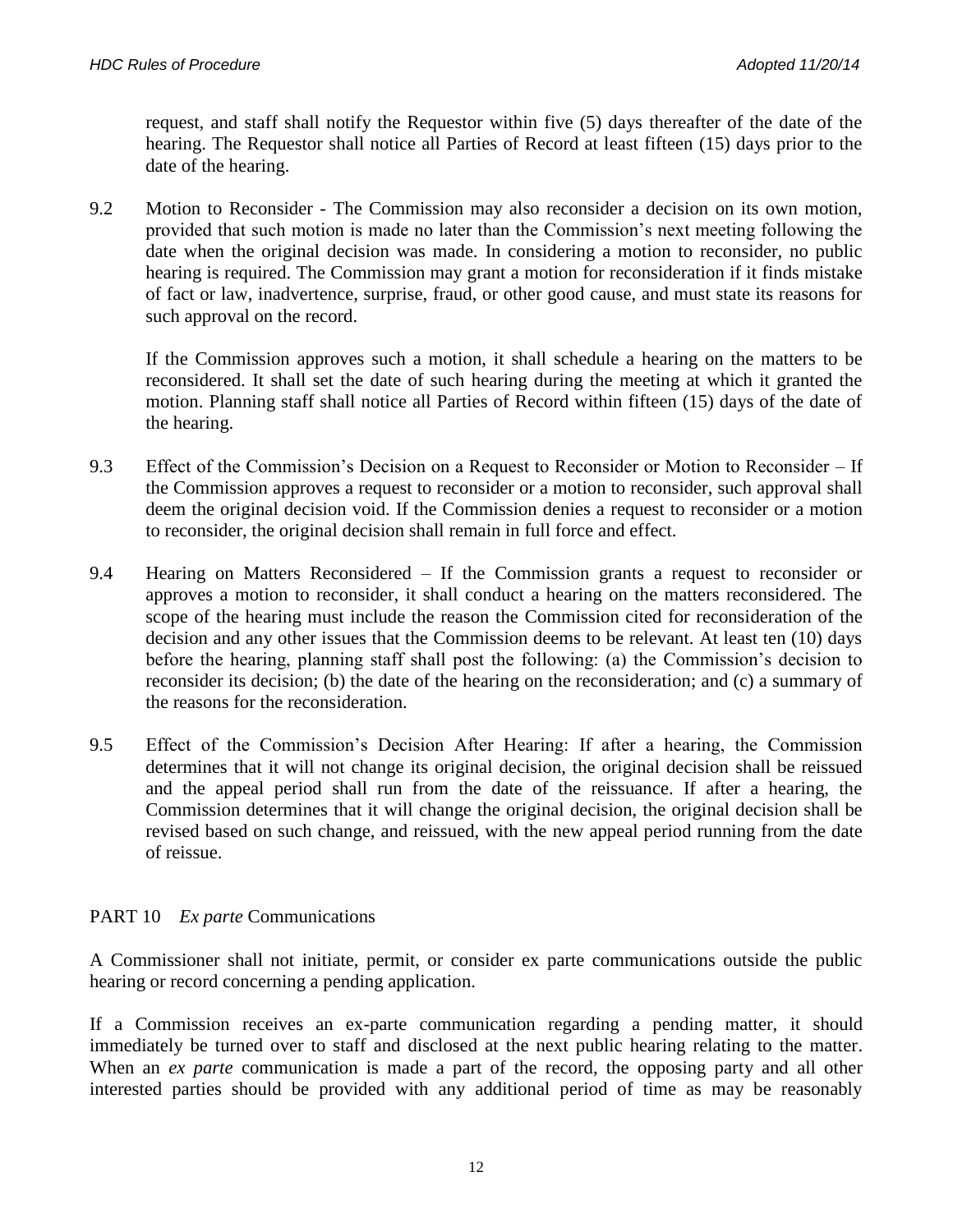request, and staff shall notify the Requestor within five (5) days thereafter of the date of the hearing. The Requestor shall notice all Parties of Record at least fifteen (15) days prior to the date of the hearing.

9.2 Motion to Reconsider - The Commission may also reconsider a decision on its own motion, provided that such motion is made no later than the Commission's next meeting following the date when the original decision was made. In considering a motion to reconsider, no public hearing is required. The Commission may grant a motion for reconsideration if it finds mistake of fact or law, inadvertence, surprise, fraud, or other good cause, and must state its reasons for such approval on the record.

If the Commission approves such a motion, it shall schedule a hearing on the matters to be reconsidered. It shall set the date of such hearing during the meeting at which it granted the motion. Planning staff shall notice all Parties of Record within fifteen (15) days of the date of the hearing.

9.3 Effect of the Commission's Decision on a Request to Reconsider or Motion to Reconsider – If the Commission approves a request to reconsider or a motion to reconsider, such approval shall deem the original decision void. If the Commission denies a request to reconsider or a motion to reconsider, the original decision shall remain in full force and effect.

9.4 Hearing on Matters Reconsidered – If the Commission grants a request to reconsider or approves a motion to reconsider, it shall conduct a hearing on the matters reconsidered. The scope of the hearing must include the reason the Commission cited for reconsideration of the decision and any other issues that the Commission deems to be relevant. At least ten (10) days before the hearing, planning staff shall post the following: (a) the Commission's decision to reconsider its decision; (b) the date of the hearing on the reconsideration; and (c) a summary of the reasons for the reconsideration.

9.5 Effect of the Commission's Decision After Hearing: If after a hearing, the Commission determines that it will not change its original decision, the original decision shall be reissued and the appeal period shall run from the date of the reissuance. If after a hearing, the Commission determines that it will change the original decision, the original decision shall be revised based on such change, and reissued, with the new appeal period running from the date of reissue.

## PART 10 *Ex parte* Communications

A Commissioner shall not initiate, permit, or consider ex parte communications outside the public hearing or record concerning a pending application.

If a Commission receives an ex-parte communication regarding a pending matter, it should immediately be turned over to staff and disclosed at the next public hearing relating to the matter. When an *ex parte* communication is made a part of the record, the opposing party and all other interested parties should be provided with any additional period of time as may be reasonably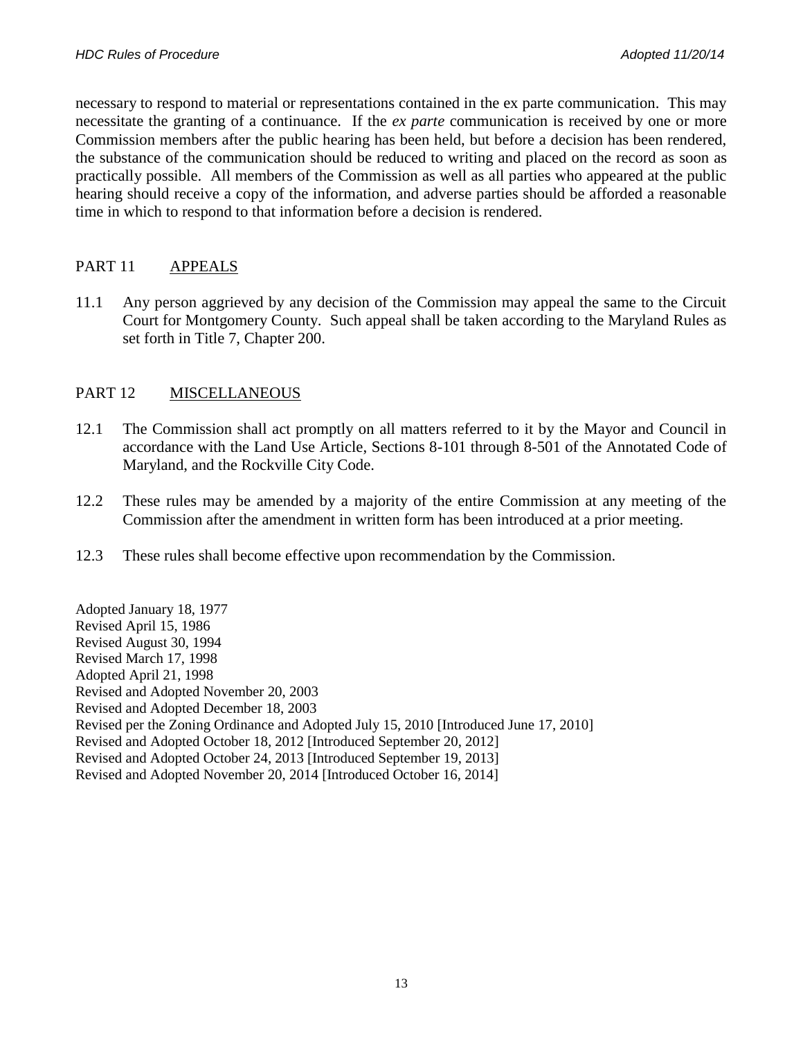necessary to respond to material or representations contained in the ex parte communication. This may necessitate the granting of a continuance. If the *ex parte* communication is received by one or more Commission members after the public hearing has been held, but before a decision has been rendered, the substance of the communication should be reduced to writing and placed on the record as soon as practically possible. All members of the Commission as well as all parties who appeared at the public hearing should receive a copy of the information, and adverse parties should be afforded a reasonable time in which to respond to that information before a decision is rendered.

## PART 11 APPEALS

11.1 Any person aggrieved by any decision of the Commission may appeal the same to the Circuit Court for Montgomery County. Such appeal shall be taken according to the Maryland Rules as set forth in Title 7, Chapter 200.

## PART 12 MISCELLANEOUS

12.1 The Commission shall act promptly on all matters referred to it by the Mayor and Council in accordance with the Land Use Article, Sections 8-101 through 8-501 of the Annotated Code of Maryland, and the Rockville City Code.

12.2 These rules may be amended by a majority of the entire Commission at any meeting of the Commission after the amendment in written form has been introduced at a prior meeting.

12.3 These rules shall become effective upon recommendation by the Commission.

Adopted January 18, 1977
Revised April 15, 1986
Revised August 30, 1994
Revised March 17, 1998
Adopted April 21, 1998
Revised and Adopted November 20, 2003
Revised and Adopted December 18, 2003
Revised per the Zoning Ordinance and Adopted July 15, 2010 [Introduced June 17, 2010]
Revised and Adopted October 18, 2012 [Introduced September 20, 2012]
Revised and Adopted October 24, 2013 [Introduced September 19, 2013]
Revised and Adopted November 20, 2014 [Introduced October 16, 2014]